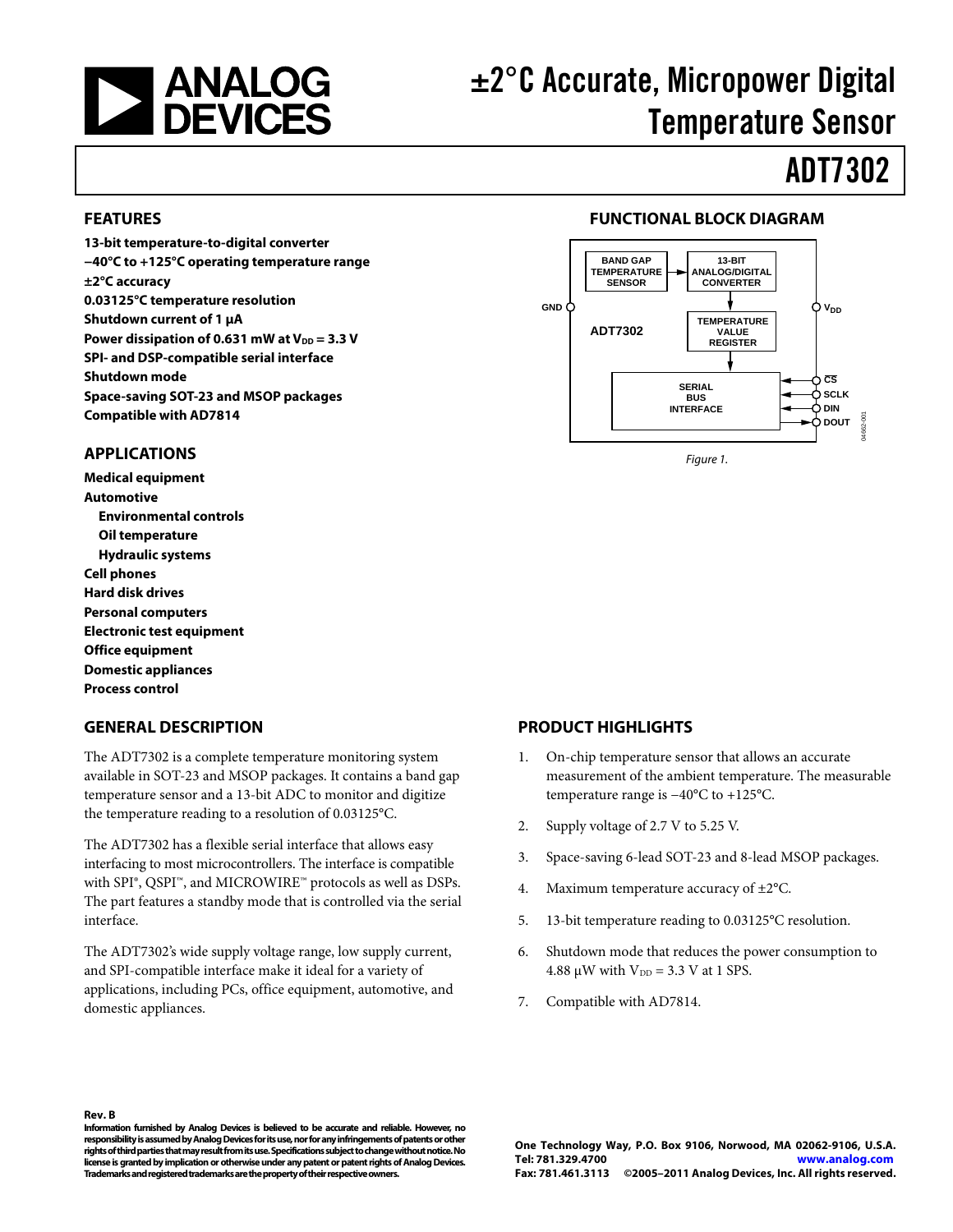# ±2°C Accurate, Micropower Digital Temperature Sensor

# ADT7302

## FEATURES

**13-bit temperature-to-digital converter**
**−40°C to +125°C operating temperature range**
**±2°C accuracy**
**0.03125°C temperature resolution**
**Shutdown current of 1 µA**
**Power dissipation of 0.631 mW at $V_{DD}$ = 3.3 V**
**SPI- and DSP-compatible serial interface**
**Shutdown mode**
**Space-saving SOT-23 and MSOP packages**
**Compatible with AD7814**

## APPLICATIONS

**Medical equipment**
**Automotive**
- **Environmental controls**
- **Oil temperature**
- **Hydraulic systems**

**Cell phones**
**Hard disk drives**
**Personal computers**
**Electronic test equipment**
**Office equipment**
**Domestic appliances**
**Process control**

## FUNCTIONAL BLOCK DIAGRAM

BAND GAP TEMPERATURE SENSOR → 13-BIT ANALOG/DIGITAL CONVERTER → TEMPERATURE VALUE REGISTER → SERIAL BUS INTERFACE

ADT7302 — Pins: GND, $V_{DD}$, $\overline{CS}$, SCLK, DIN, DOUT

*Figure 1.*

## GENERAL DESCRIPTION

The ADT7302 is a complete temperature monitoring system available in SOT-23 and MSOP packages. It contains a band gap temperature sensor and a 13-bit ADC to monitor and digitize the temperature reading to a resolution of 0.03125°C.

The ADT7302 has a flexible serial interface that allows easy interfacing to most microcontrollers. The interface is compatible with SPI®, QSPI™, and MICROWIRE™ protocols as well as DSPs. The part features a standby mode that is controlled via the serial interface.

The ADT7302's wide supply voltage range, low supply current, and SPI-compatible interface make it ideal for a variety of applications, including PCs, office equipment, automotive, and domestic appliances.

## PRODUCT HIGHLIGHTS

1. On-chip temperature sensor that allows an accurate measurement of the ambient temperature. The measurable temperature range is −40°C to +125°C.
2. Supply voltage of 2.7 V to 5.25 V.
3. Space-saving 6-lead SOT-23 and 8-lead MSOP packages.
4. Maximum temperature accuracy of ±2°C.
5. 13-bit temperature reading to 0.03125°C resolution.
6. Shutdown mode that reduces the power consumption to 4.88 µW with $V_{DD}$ = 3.3 V at 1 SPS.
7. Compatible with AD7814.

**Rev. B**
**Information furnished by Analog Devices is believed to be accurate and reliable. However, no responsibility is assumed by Analog Devices for its use, nor for any infringements of patents or other rights of third parties that may result from its use. Specifications subject to change without notice. No license is granted by implication or otherwise under any patent or patent rights of Analog Devices. Trademarks and registered trademarks are the property of their respective owners.**

**One Technology Way, P.O. Box 9106, Norwood, MA 02062-9106, U.S.A.**
**Tel: 781.329.4700 www.analog.com**
**Fax: 781.461.3113 ©2005–2011 Analog Devices, Inc. All rights reserved.**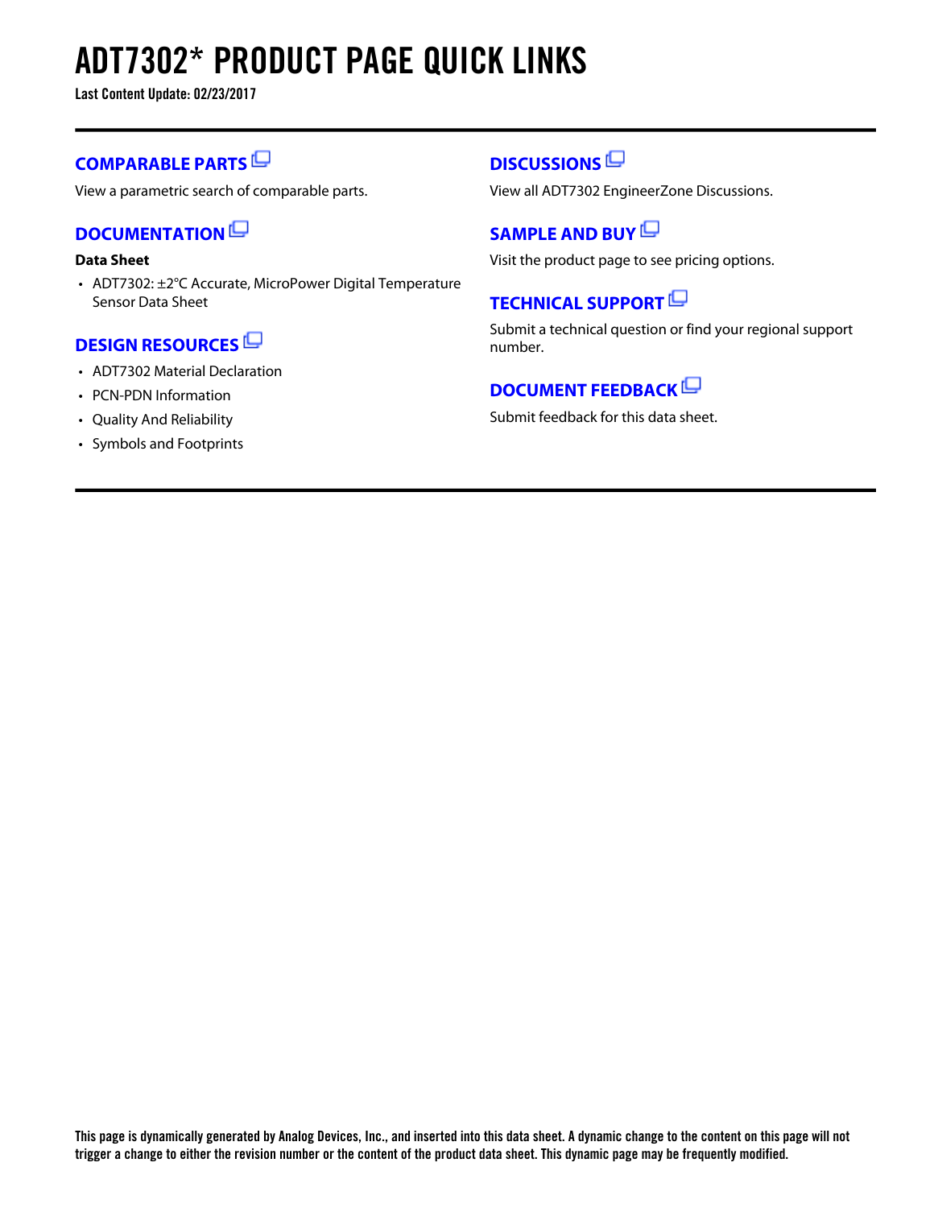# ADT7302* PRODUCT PAGE QUICK LINKS

**Last Content Update: 02/23/2017**

## COMPARABLE PARTS

View a parametric search of comparable parts.

## DOCUMENTATION

**Data Sheet**

- ADT7302: ±2°C Accurate, MicroPower Digital Temperature Sensor Data Sheet

## DESIGN RESOURCES

- ADT7302 Material Declaration
- PCN-PDN Information
- Quality And Reliability
- Symbols and Footprints

## DISCUSSIONS

View all ADT7302 EngineerZone Discussions.

## SAMPLE AND BUY

Visit the product page to see pricing options.

## TECHNICAL SUPPORT

Submit a technical question or find your regional support number.

## DOCUMENT FEEDBACK

Submit feedback for this data sheet.

**This page is dynamically generated by Analog Devices, Inc., and inserted into this data sheet. A dynamic change to the content on this page will not trigger a change to either the revision number or the content of the product data sheet. This dynamic page may be frequently modified.**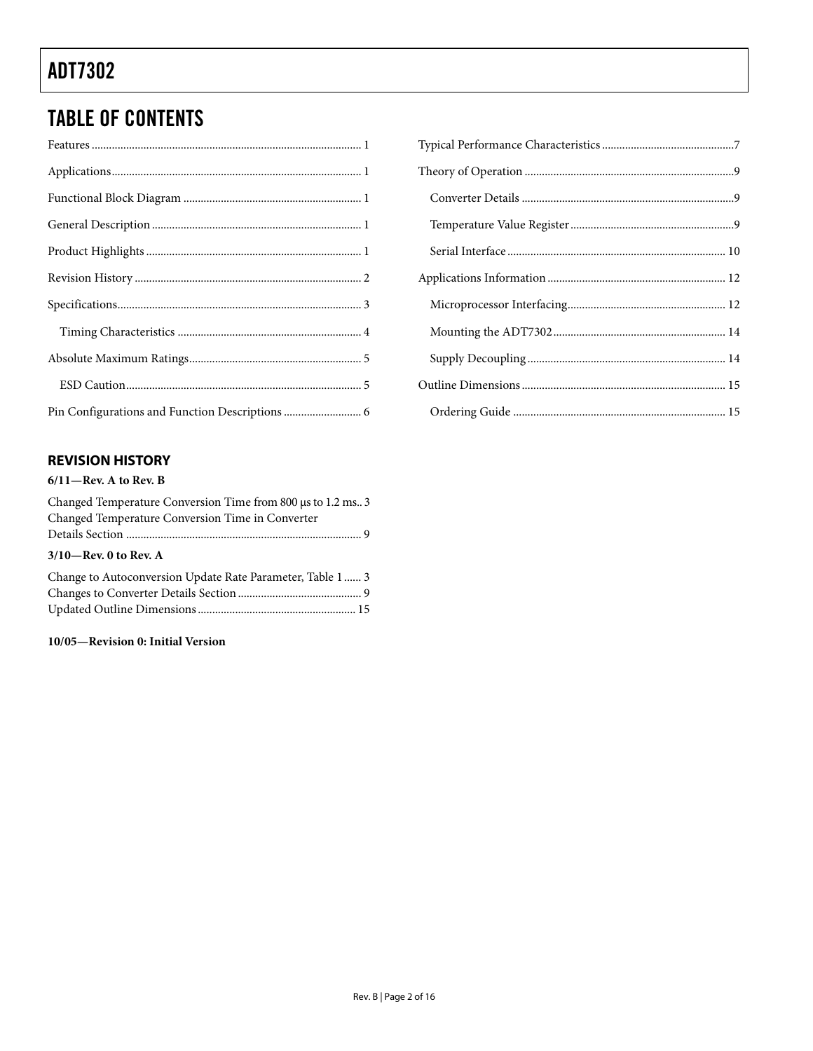## TABLE OF CONTENTS

Features ........................................................ 1
Applications .................................................... 1
Functional Block Diagram ........................................ 1
General Description ............................................. 1
Product Highlights .............................................. 1
Revision History ................................................ 2
Specifications .................................................. 3
  Timing Characteristics ........................................ 4
Absolute Maximum Ratings ........................................ 5
  ESD Caution ................................................... 5
Pin Configurations and Function Descriptions .................... 6
Typical Performance Characteristics ............................. 7
Theory of Operation ............................................. 9
  Converter Details ............................................. 9
  Temperature Value Register .................................... 9
  Serial Interface .............................................. 10
Applications Information ........................................ 12
  Microprocessor Interfacing .................................... 12
  Mounting the ADT7302 .......................................... 14
  Supply Decoupling ............................................. 14
Outline Dimensions .............................................. 15
  Ordering Guide ................................................ 15

### REVISION HISTORY

**6/11—Rev. A to Rev. B**

Changed Temperature Conversion Time from 800 μs to 1.2 ms.. 3
Changed Temperature Conversion Time in Converter Details Section ........................................ 9

**3/10—Rev. 0 to Rev. A**

Change to Autoconversion Update Rate Parameter, Table 1 ...... 3
Changes to Converter Details Section ........................... 9
Updated Outline Dimensions ..................................... 15

**10/05—Revision 0: Initial Version**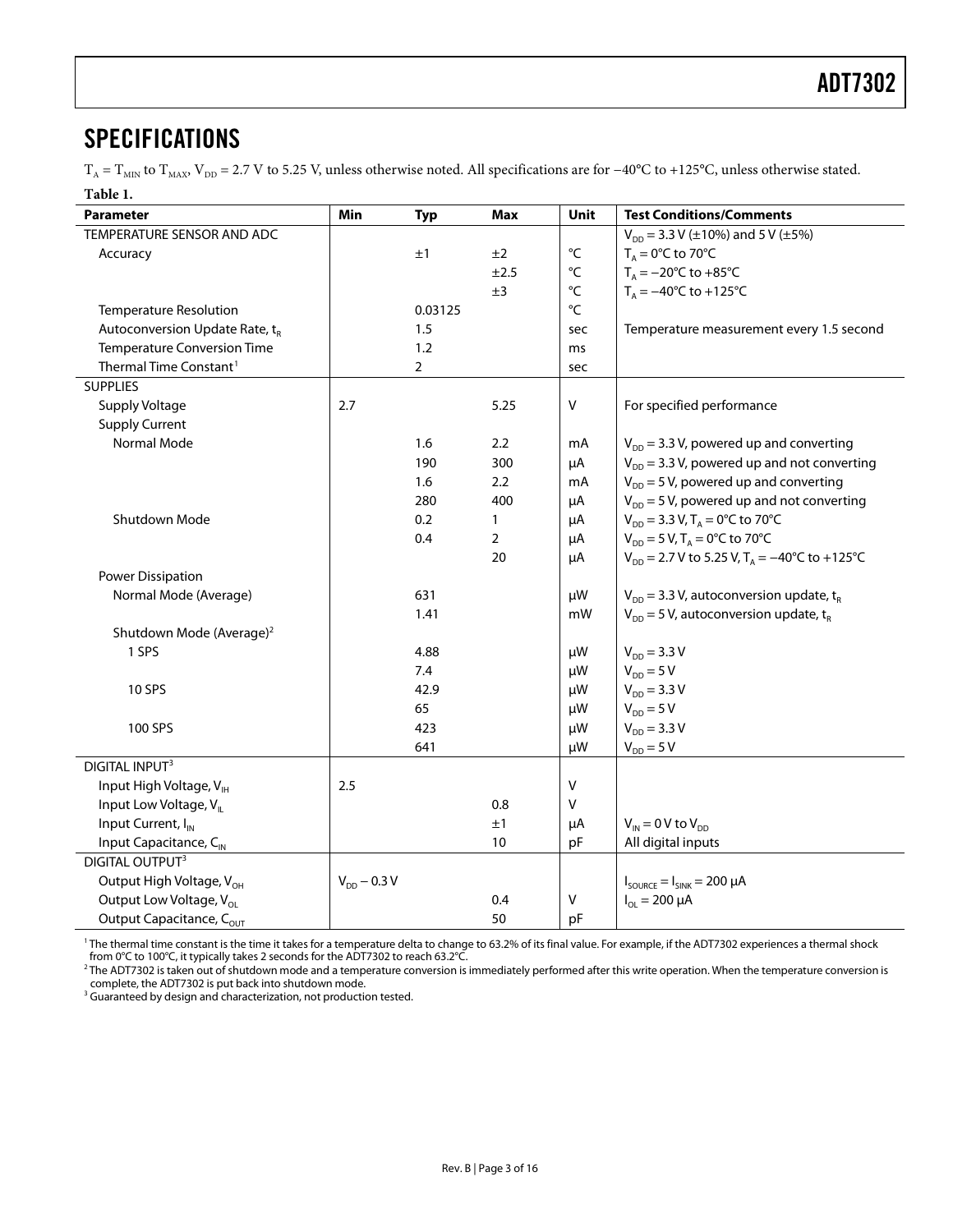## SPECIFICATIONS

$T_A = T_{MIN}$ to $T_{MAX}$, $V_{DD}$ = 2.7 V to 5.25 V, unless otherwise noted. All specifications are for −40°C to +125°C, unless otherwise stated.

**Table 1.**

| Parameter | Min | Typ | Max | Unit | Test Conditions/Comments |
|---|---|---|---|---|---|
| TEMPERATURE SENSOR AND ADC | | | | | $V_{DD}$ = 3.3 V (±10%) and 5 V (±5%) |
| Accuracy | | ±1 | ±2 | °C | $T_A$ = 0°C to 70°C |
| | | | ±2.5 | °C | $T_A$ = −20°C to +85°C |
| | | | ±3 | °C | $T_A$ = −40°C to +125°C |
| Temperature Resolution | | 0.03125 | | °C | |
| Autoconversion Update Rate, $t_R$ | | 1.5 | | sec | Temperature measurement every 1.5 second |
| Temperature Conversion Time | | 1.2 | | ms | |
| Thermal Time Constant[1] | | 2 | | sec | |
| SUPPLIES | | | | | |
| Supply Voltage | 2.7 | | 5.25 | V | For specified performance |
| Supply Current | | | | | |
| Normal Mode | | 1.6 | 2.2 | mA | $V_{DD}$ = 3.3 V, powered up and converting |
| | | 190 | 300 | μA | $V_{DD}$ = 3.3 V, powered up and not converting |
| | | 1.6 | 2.2 | mA | $V_{DD}$ = 5 V, powered up and converting |
| | | 280 | 400 | μA | $V_{DD}$ = 5 V, powered up and not converting |
| Shutdown Mode | | 0.2 | 1 | μA | $V_{DD}$ = 3.3 V, $T_A$ = 0°C to 70°C |
| | | 0.4 | 2 | μA | $V_{DD}$ = 5 V, $T_A$ = 0°C to 70°C |
| | | | 20 | μA | $V_{DD}$ = 2.7 V to 5.25 V, $T_A$ = −40°C to +125°C |
| Power Dissipation | | | | | |
| Normal Mode (Average) | | 631 | | μW | $V_{DD}$ = 3.3 V, autoconversion update, $t_R$ |
| | | 1.41 | | mW | $V_{DD}$ = 5 V, autoconversion update, $t_R$ |
| Shutdown Mode (Average)[2] | | | | | |
| 1 SPS | | 4.88 | | μW | $V_{DD}$ = 3.3 V |
| | | 7.4 | | μW | $V_{DD}$ = 5 V |
| 10 SPS | | 42.9 | | μW | $V_{DD}$ = 3.3 V |
| | | 65 | | μW | $V_{DD}$ = 5 V |
| 100 SPS | | 423 | | μW | $V_{DD}$ = 3.3 V |
| | | 641 | | μW | $V_{DD}$ = 5 V |
| DIGITAL INPUT[3] | | | | | |
| Input High Voltage, $V_{IH}$ | 2.5 | | | V | |
| Input Low Voltage, $V_{IL}$ | | | 0.8 | V | |
| Input Current, $I_{IN}$ | | | ±1 | μA | $V_{IN}$ = 0 V to $V_{DD}$ |
| Input Capacitance, $C_{IN}$ | | | 10 | pF | All digital inputs |
| DIGITAL OUTPUT[3] | | | | | |
| Output High Voltage, $V_{OH}$ | $V_{DD}$ − 0.3 V | | | | $I_{SOURCE} = I_{SINK}$ = 200 μA |
| Output Low Voltage, $V_{OL}$ | | | 0.4 | V | $I_{OL}$ = 200 μA |
| Output Capacitance, $C_{OUT}$ | | | 50 | pF | |

[1] The thermal time constant is the time it takes for a temperature delta to change to 63.2% of its final value. For example, if the ADT7302 experiences a thermal shock from 0°C to 100°C, it typically takes 2 seconds for the ADT7302 to reach 63.2°C.

[2] The ADT7302 is taken out of shutdown mode and a temperature conversion is immediately performed after this write operation. When the temperature conversion is complete, the ADT7302 is put back into shutdown mode.

[3] Guaranteed by design and characterization, not production tested.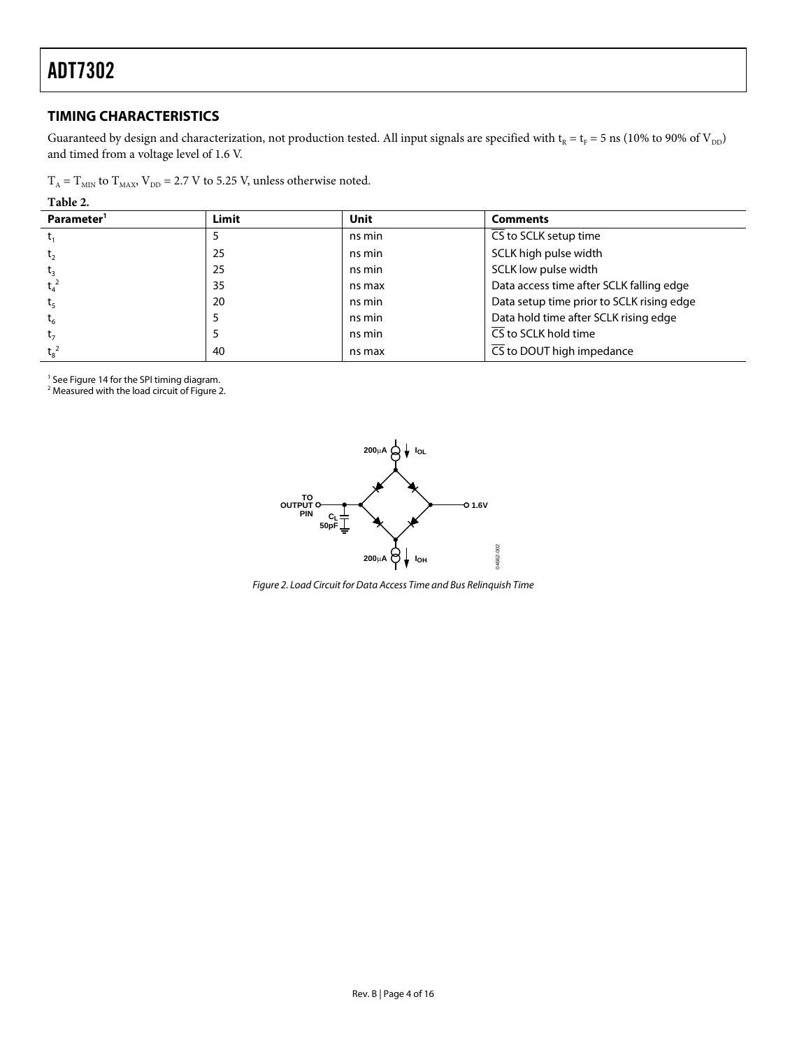## TIMING CHARACTERISTICS

Guaranteed by design and characterization, not production tested. All input signals are specified with $t_R = t_F = 5$ ns (10% to 90% of $V_{DD}$) and timed from a voltage level of 1.6 V.

$T_A = T_{MIN}$ to $T_{MAX}$, $V_{DD} = 2.7$ V to 5.25 V, unless otherwise noted.

**Table 2.**

| Parameter[1] | Limit | Unit | Comments |
|---|---|---|---|
| $t_1$ | 5 | ns min | CS to SCLK setup time |
| $t_2$ | 25 | ns min | SCLK high pulse width |
| $t_3$ | 25 | ns min | SCLK low pulse width |
| $t_4$[2] | 35 | ns max | Data access time after SCLK falling edge |
| $t_5$ | 20 | ns min | Data setup time prior to SCLK rising edge |
| $t_6$ | 5 | ns min | Data hold time after SCLK rising edge |
| $t_7$ | 5 | ns min | CS to SCLK hold time |
| $t_8$[2] | 40 | ns max | CS to DOUT high impedance |

[1] See Figure 14 for the SPI timing diagram.
[2] Measured with the load circuit of Figure 2.

*Figure 2. Load Circuit for Data Access Time and Bus Relinquish Time*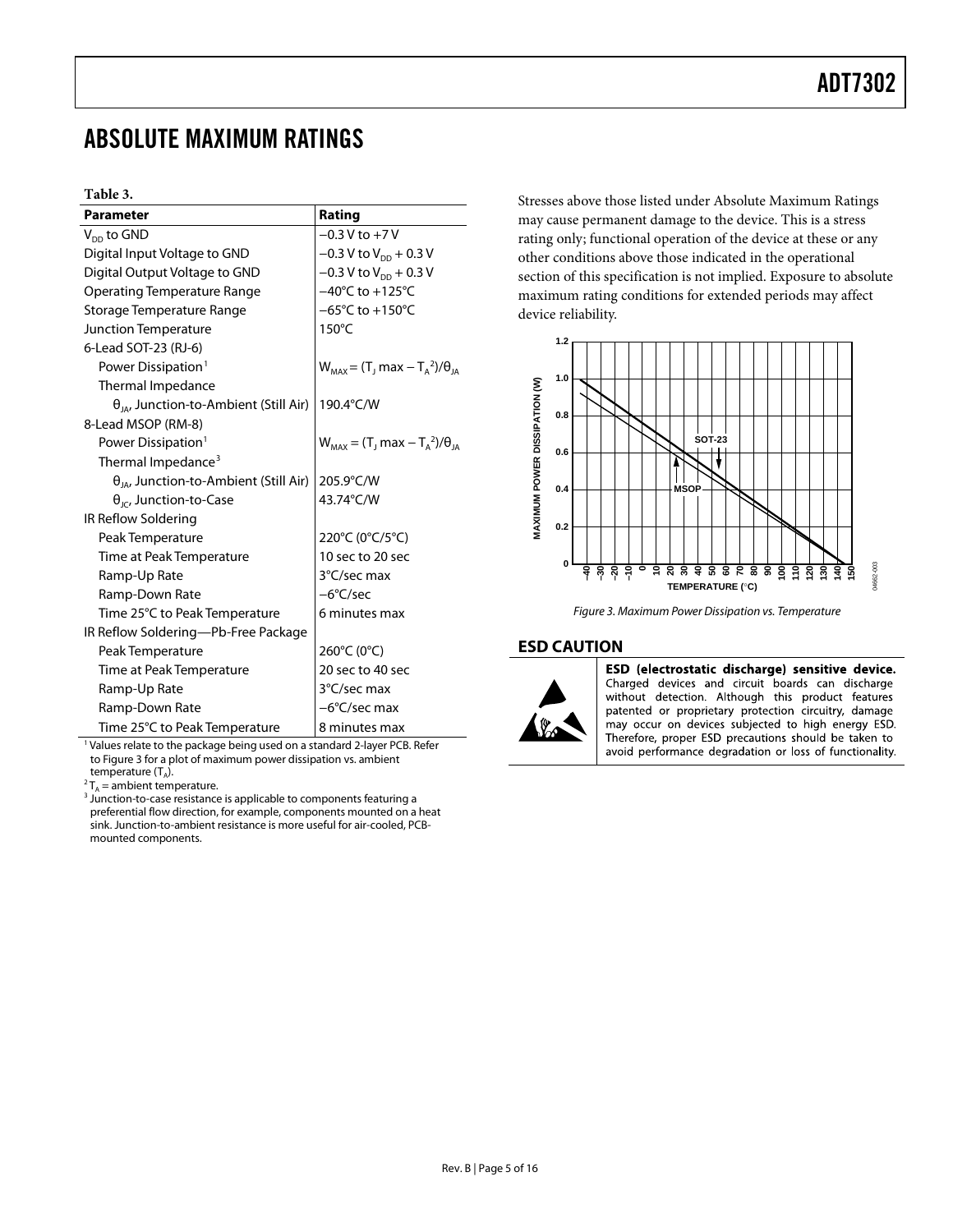## ABSOLUTE MAXIMUM RATINGS

**Table 3.**

| Parameter | Rating |
|---|---|
| $V_{DD}$ to GND | −0.3 V to +7 V |
| Digital Input Voltage to GND | −0.3 V to $V_{DD}$ + 0.3 V |
| Digital Output Voltage to GND | −0.3 V to $V_{DD}$ + 0.3 V |
| Operating Temperature Range | −40°C to +125°C |
| Storage Temperature Range | −65°C to +150°C |
| Junction Temperature | 150°C |
| 6-Lead SOT-23 (RJ-6) | |
| Power Dissipation[1] | $W_{MAX} = (T_J \max - T_A{}^2)/\theta_{JA}$ |
| Thermal Impedance | |
| $\theta_{JA}$, Junction-to-Ambient (Still Air) | 190.4°C/W |
| 8-Lead MSOP (RM-8) | |
| Power Dissipation[1] | $W_{MAX} = (T_J \max - T_A{}^2)/\theta_{JA}$ |
| Thermal Impedance[3] | |
| $\theta_{JA}$, Junction-to-Ambient (Still Air) | 205.9°C/W |
| $\theta_{JC}$, Junction-to-Case | 43.74°C/W |
| IR Reflow Soldering | |
| Peak Temperature | 220°C (0°C/5°C) |
| Time at Peak Temperature | 10 sec to 20 sec |
| Ramp-Up Rate | 3°C/sec max |
| Ramp-Down Rate | −6°C/sec |
| Time 25°C to Peak Temperature | 6 minutes max |
| IR Reflow Soldering—Pb-Free Package | |
| Peak Temperature | 260°C (0°C) |
| Time at Peak Temperature | 20 sec to 40 sec |
| Ramp-Up Rate | 3°C/sec max |
| Ramp-Down Rate | −6°C/sec max |
| Time 25°C to Peak Temperature | 8 minutes max |

[1] Values relate to the package being used on a standard 2-layer PCB. Refer to Figure 3 for a plot of maximum power dissipation vs. ambient temperature ($T_A$).

[2] $T_A$ = ambient temperature.

[3] Junction-to-case resistance is applicable to components featuring a preferential flow direction, for example, components mounted on a heat sink. Junction-to-ambient resistance is more useful for air-cooled, PCB-mounted components.

Stresses above those listed under Absolute Maximum Ratings may cause permanent damage to the device. This is a stress rating only; functional operation of the device at these or any other conditions above those indicated in the operational section of this specification is not implied. Exposure to absolute maximum rating conditions for extended periods may affect device reliability.

*Figure 3. Maximum Power Dissipation vs. Temperature*

### ESD CAUTION

**ESD (electrostatic discharge) sensitive device.** Charged devices and circuit boards can discharge without detection. Although this product features patented or proprietary protection circuitry, damage may occur on devices subjected to high energy ESD. Therefore, proper ESD precautions should be taken to avoid performance degradation or loss of functionality.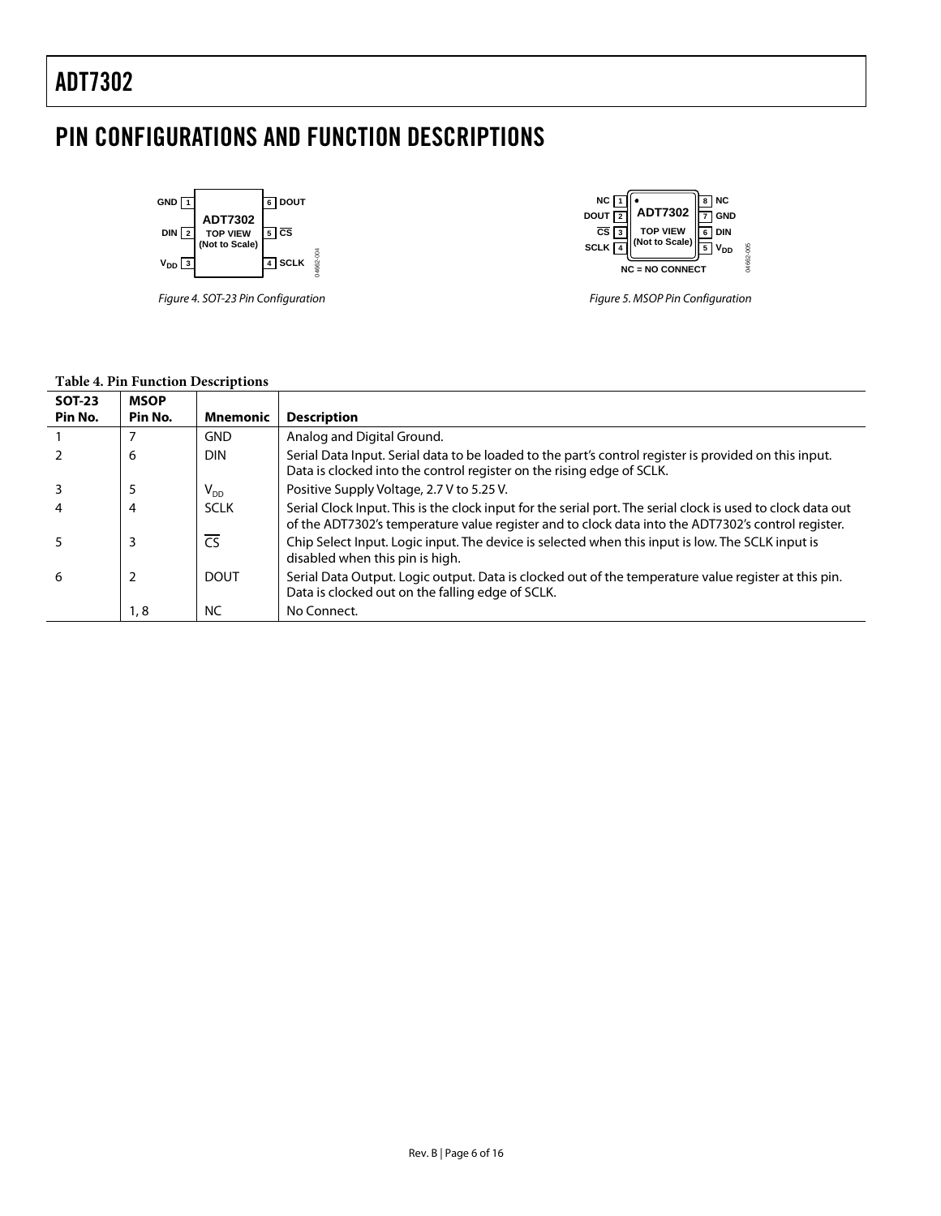# PIN CONFIGURATIONS AND FUNCTION DESCRIPTIONS

Figure 4. SOT-23 Pin Configuration

Figure 5. MSOP Pin Configuration

**Table 4. Pin Function Descriptions**

| SOT-23 Pin No. | MSOP Pin No. | Mnemonic | Description |
|---|---|---|---|
| 1 | 7 | GND | Analog and Digital Ground. |
| 2 | 6 | DIN | Serial Data Input. Serial data to be loaded to the part's control register is provided on this input. Data is clocked into the control register on the rising edge of SCLK. |
| 3 | 5 | $V_{DD}$ | Positive Supply Voltage, 2.7 V to 5.25 V. |
| 4 | 4 | SCLK | Serial Clock Input. This is the clock input for the serial port. The serial clock is used to clock data out of the ADT7302's temperature value register and to clock data into the ADT7302's control register. |
| 5 | 3 | $\overline{CS}$ | Chip Select Input. Logic input. The device is selected when this input is low. The SCLK input is disabled when this pin is high. |
| 6 | 2 | DOUT | Serial Data Output. Logic output. Data is clocked out of the temperature value register at this pin. Data is clocked out on the falling edge of SCLK. |
| | 1, 8 | NC | No Connect. |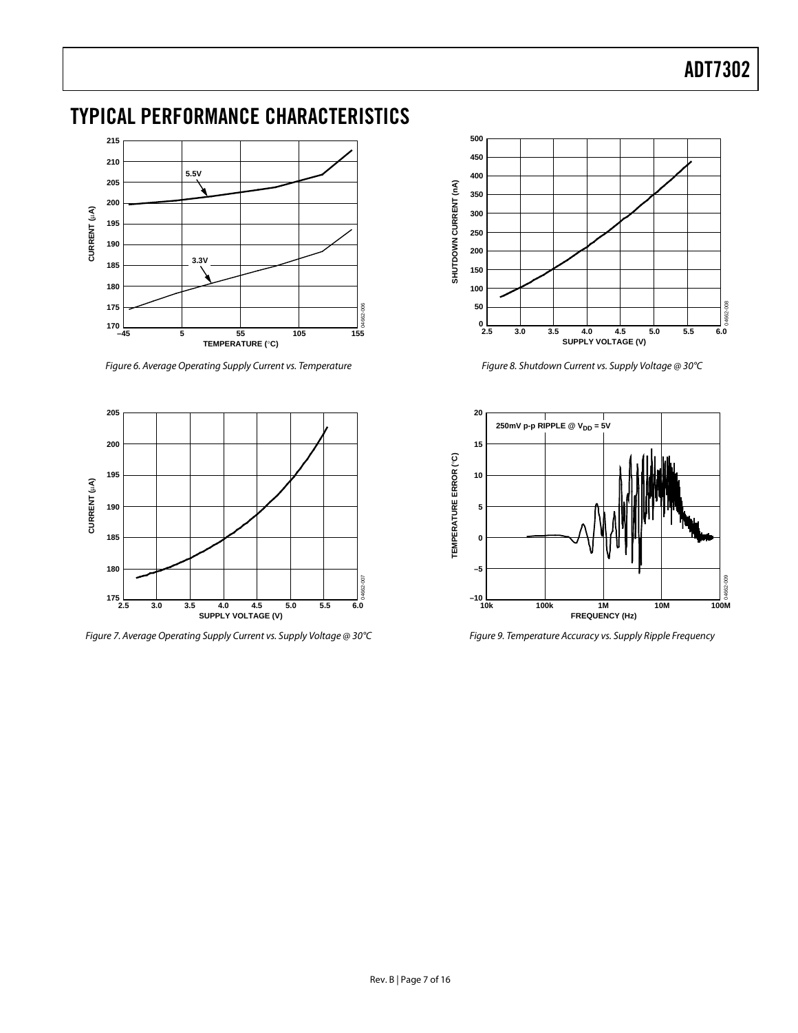## TYPICAL PERFORMANCE CHARACTERISTICS

Figure 6. Average Operating Supply Current vs. Temperature

Figure 7. Average Operating Supply Current vs. Supply Voltage @ 30°C

Figure 8. Shutdown Current vs. Supply Voltage @ 30°C

Figure 9. Temperature Accuracy vs. Supply Ripple Frequency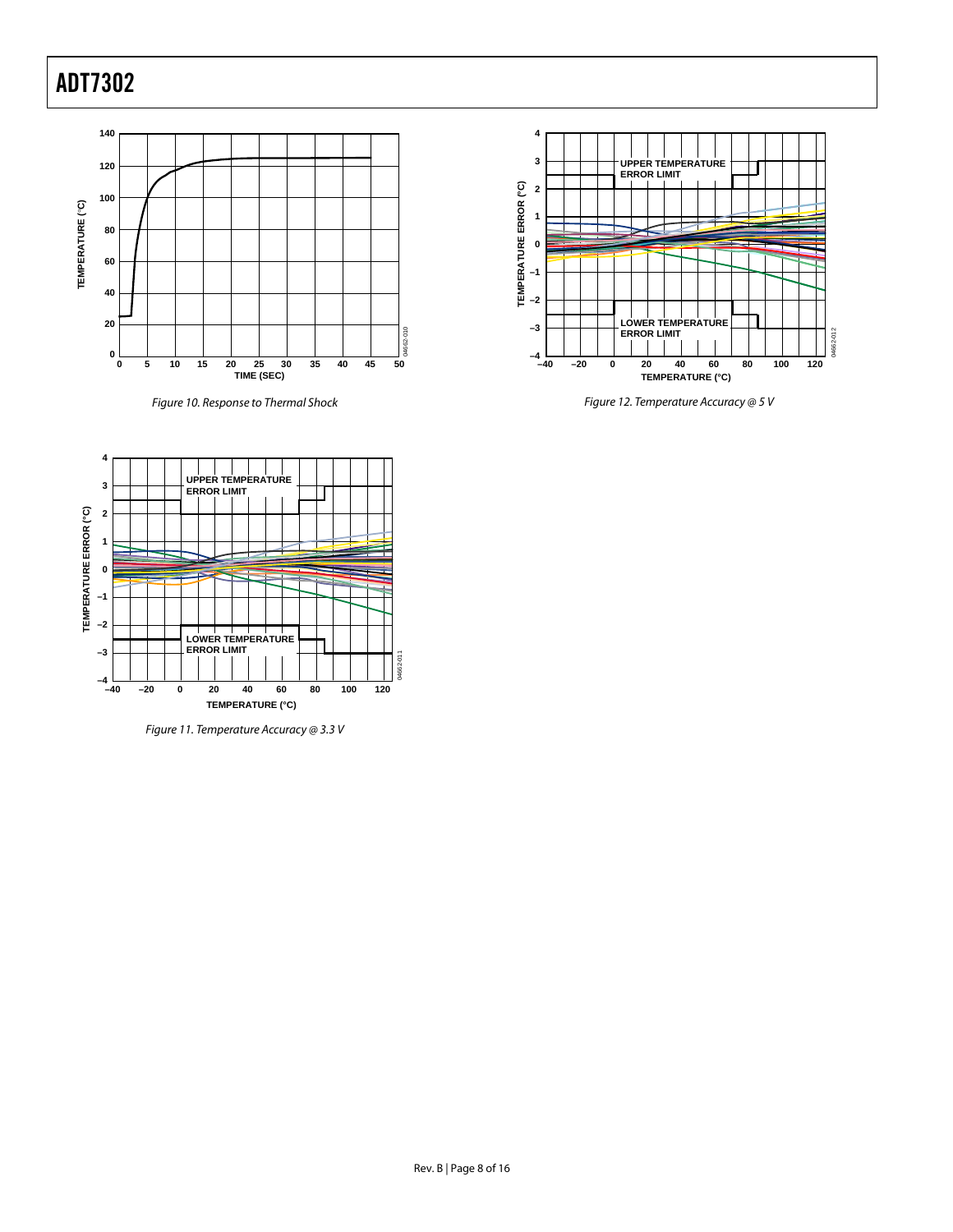Figure 10. Response to Thermal Shock

Figure 11. Temperature Accuracy @ 3.3 V

Figure 12. Temperature Accuracy @ 5 V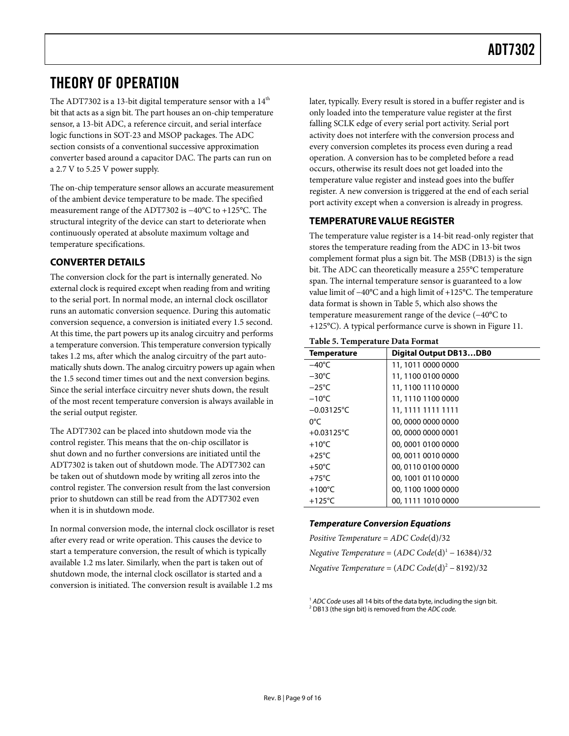# THEORY OF OPERATION

The ADT7302 is a 13-bit digital temperature sensor with a 14th bit that acts as a sign bit. The part houses an on-chip temperature sensor, a 13-bit ADC, a reference circuit, and serial interface logic functions in SOT-23 and MSOP packages. The ADC section consists of a conventional successive approximation converter based around a capacitor DAC. The parts can run on a 2.7 V to 5.25 V power supply.

The on-chip temperature sensor allows an accurate measurement of the ambient device temperature to be made. The specified measurement range of the ADT7302 is −40°C to +125°C. The structural integrity of the device can start to deteriorate when continuously operated at absolute maximum voltage and temperature specifications.

## CONVERTER DETAILS

The conversion clock for the part is internally generated. No external clock is required except when reading from and writing to the serial port. In normal mode, an internal clock oscillator runs an automatic conversion sequence. During this automatic conversion sequence, a conversion is initiated every 1.5 second. At this time, the part powers up its analog circuitry and performs a temperature conversion. This temperature conversion typically takes 1.2 ms, after which the analog circuitry of the part automatically shuts down. The analog circuitry powers up again when the 1.5 second timer times out and the next conversion begins. Since the serial interface circuitry never shuts down, the result of the most recent temperature conversion is always available in the serial output register.

The ADT7302 can be placed into shutdown mode via the control register. This means that the on-chip oscillator is shut down and no further conversions are initiated until the ADT7302 is taken out of shutdown mode. The ADT7302 can be taken out of shutdown mode by writing all zeros into the control register. The conversion result from the last conversion prior to shutdown can still be read from the ADT7302 even when it is in shutdown mode.

In normal conversion mode, the internal clock oscillator is reset after every read or write operation. This causes the device to start a temperature conversion, the result of which is typically available 1.2 ms later. Similarly, when the part is taken out of shutdown mode, the internal clock oscillator is started and a conversion is initiated. The conversion result is available 1.2 ms later, typically. Every result is stored in a buffer register and is only loaded into the temperature value register at the first falling SCLK edge of every serial port activity. Serial port activity does not interfere with the conversion process and every conversion completes its process even during a read operation. A conversion has to be completed before a read occurs, otherwise its result does not get loaded into the temperature value register and instead goes into the buffer register. A new conversion is triggered at the end of each serial port activity except when a conversion is already in progress.

## TEMPERATURE VALUE REGISTER

The temperature value register is a 14-bit read-only register that stores the temperature reading from the ADC in 13-bit twos complement format plus a sign bit. The MSB (DB13) is the sign bit. The ADC can theoretically measure a 255°C temperature span. The internal temperature sensor is guaranteed to a low value limit of −40°C and a high limit of +125°C. The temperature data format is shown in Table 5, which also shows the temperature measurement range of the device (−40°C to +125°C). A typical performance curve is shown in Figure 11.

**Table 5. Temperature Data Format**

| Temperature | Digital Output DB13…DB0 |
|---|---|
| −40°C | 11, 1011 0000 0000 |
| −30°C | 11, 1100 0100 0000 |
| −25°C | 11, 1100 1110 0000 |
| −10°C | 11, 1110 1100 0000 |
| −0.03125°C | 11, 1111 1111 1111 |
| 0°C | 00, 0000 0000 0000 |
| +0.03125°C | 00, 0000 0000 0001 |
| +10°C | 00, 0001 0100 0000 |
| +25°C | 00, 0011 0010 0000 |
| +50°C | 00, 0110 0100 0000 |
| +75°C | 00, 1001 0110 0000 |
| +100°C | 00, 1100 1000 0000 |
| +125°C | 00, 1111 1010 0000 |

### Temperature Conversion Equations

*Positive Temperature* = *ADC Code*(d)/32

*Negative Temperature* = (*ADC Code*(d)[1] − 16384)/32

*Negative Temperature* = (*ADC Code*(d)[2] − 8192)/32

[1] *ADC Code* uses all 14 bits of the data byte, including the sign bit.
[2] DB13 (the sign bit) is removed from the *ADC code.*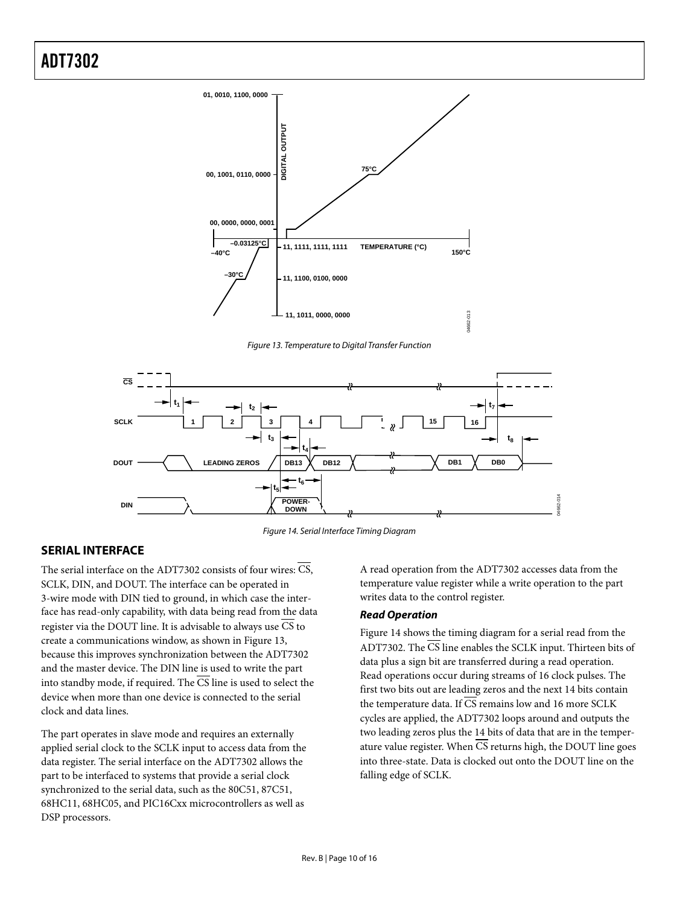Figure 13. Temperature to Digital Transfer Function

Figure 14. Serial Interface Timing Diagram

## SERIAL INTERFACE

The serial interface on the ADT7302 consists of four wires: $\overline{CS}$, SCLK, DIN, and DOUT. The interface can be operated in 3-wire mode with DIN tied to ground, in which case the interface has read-only capability, with data being read from the data register via the DOUT line. It is advisable to always use $\overline{CS}$ to create a communications window, as shown in Figure 13, because this improves synchronization between the ADT7302 and the master device. The DIN line is used to write the part into standby mode, if required. The $\overline{CS}$ line is used to select the device when more than one device is connected to the serial clock and data lines.

The part operates in slave mode and requires an externally applied serial clock to the SCLK input to access data from the data register. The serial interface on the ADT7302 allows the part to be interfaced to systems that provide a serial clock synchronized to the serial data, such as the 80C51, 87C51, 68HC11, 68HC05, and PIC16Cxx microcontrollers as well as DSP processors.

A read operation from the ADT7302 accesses data from the temperature value register while a write operation to the part writes data to the control register.

### *Read Operation*

Figure 14 shows the timing diagram for a serial read from the ADT7302. The $\overline{CS}$ line enables the SCLK input. Thirteen bits of data plus a sign bit are transferred during a read operation. Read operations occur during streams of 16 clock pulses. The first two bits out are leading zeros and the next 14 bits contain the temperature data. If $\overline{CS}$ remains low and 16 more SCLK cycles are applied, the ADT7302 loops around and outputs the two leading zeros plus the 14 bits of data that are in the temperature value register. When $\overline{CS}$ returns high, the DOUT line goes into three-state. Data is clocked out onto the DOUT line on the falling edge of SCLK.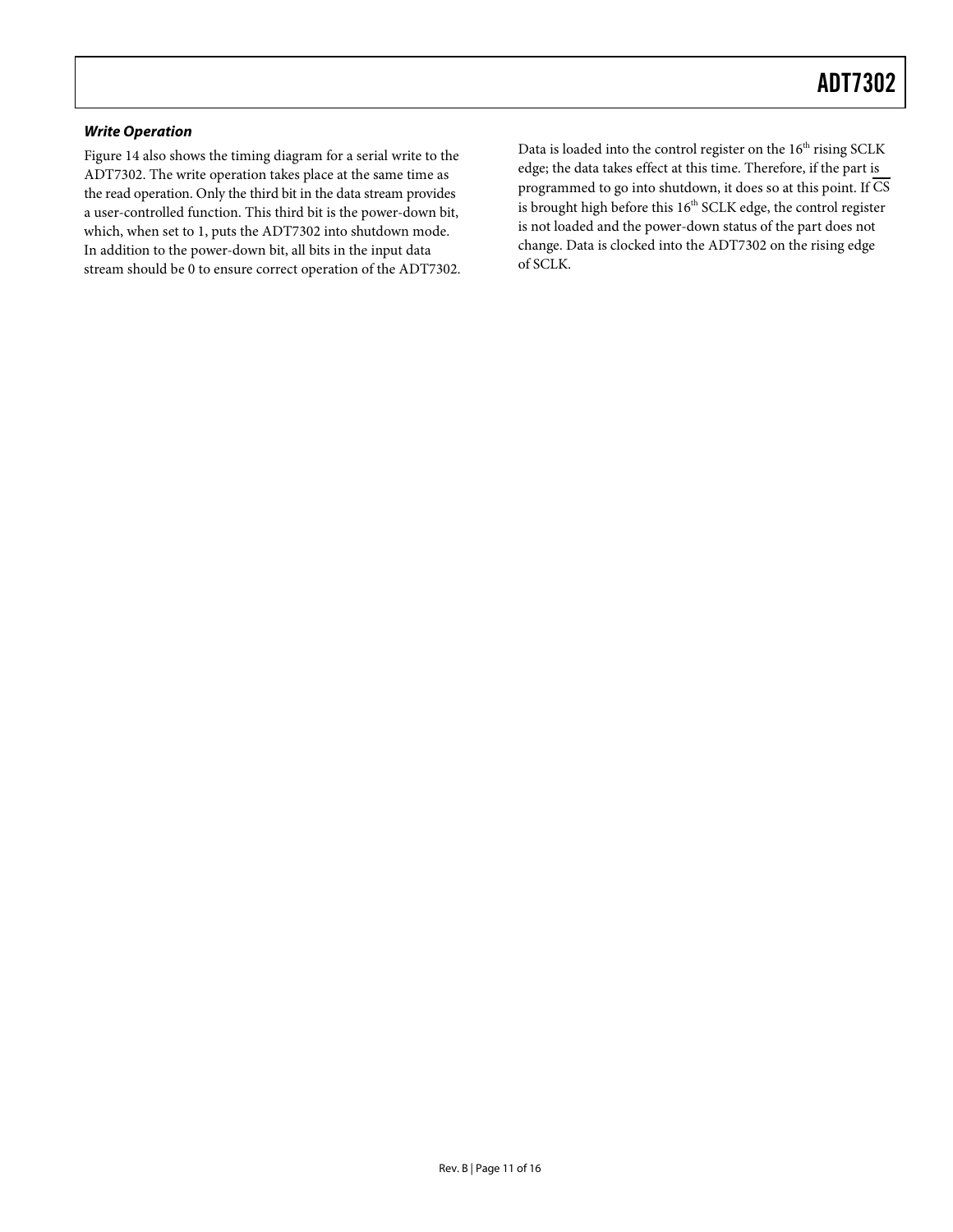### *Write Operation*

Figure 14 also shows the timing diagram for a serial write to the ADT7302. The write operation takes place at the same time as the read operation. Only the third bit in the data stream provides a user-controlled function. This third bit is the power-down bit, which, when set to 1, puts the ADT7302 into shutdown mode. In addition to the power-down bit, all bits in the input data stream should be 0 to ensure correct operation of the ADT7302.

Data is loaded into the control register on the $16^{th}$ rising SCLK edge; the data takes effect at this time. Therefore, if the part is programmed to go into shutdown, it does so at this point. If $\overline{CS}$ is brought high before this $16^{th}$ SCLK edge, the control register is not loaded and the power-down status of the part does not change. Data is clocked into the ADT7302 on the rising edge of SCLK.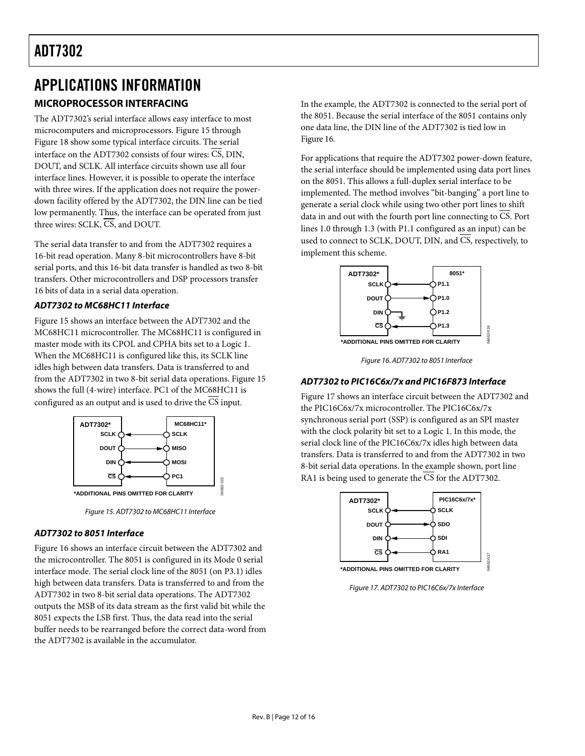# APPLICATIONS INFORMATION

## MICROPROCESSOR INTERFACING

The ADT7302's serial interface allows easy interface to most microcomputers and microprocessors. Figure 15 through Figure 18 show some typical interface circuits. The serial interface on the ADT7302 consists of four wires: $\overline{CS}$, DIN, DOUT, and SCLK. All interface circuits shown use all four interface lines. However, it is possible to operate the interface with three wires. If the application does not require the power-down facility offered by the ADT7302, the DIN line can be tied low permanently. Thus, the interface can be operated from just three wires: SCLK, $\overline{CS}$, and DOUT.

The serial data transfer to and from the ADT7302 requires a 16-bit read operation. Many 8-bit microcontrollers have 8-bit serial ports, and this 16-bit data transfer is handled as two 8-bit transfers. Other microcontrollers and DSP processors transfer 16 bits of data in a serial data operation.

### *ADT7302 to MC68HC11 Interface*

Figure 15 shows an interface between the ADT7302 and the MC68HC11 microcontroller. The MC68HC11 is configured in master mode with its CPOL and CPHA bits set to a Logic 1. When the MC68HC11 is configured like this, its SCLK line idles high between data transfers. Data is transferred to and from the ADT7302 in two 8-bit serial data operations. Figure 15 shows the full (4-wire) interface. PC1 of the MC68HC11 is configured as an output and is used to drive the $\overline{CS}$ input.

*Figure 15. ADT7302 to MC68HC11 Interface*

### *ADT7302 to 8051 Interface*

Figure 16 shows an interface circuit between the ADT7302 and the microcontroller. The 8051 is configured in its Mode 0 serial interface mode. The serial clock line of the 8051 (on P3.1) idles high between data transfers. Data is transferred to and from the ADT7302 in two 8-bit serial data operations. The ADT7302 outputs the MSB of its data stream as the first valid bit while the 8051 expects the LSB first. Thus, the data read into the serial buffer needs to be rearranged before the correct data-word from the ADT7302 is available in the accumulator.

In the example, the ADT7302 is connected to the serial port of the 8051. Because the serial interface of the 8051 contains only one data line, the DIN line of the ADT7302 is tied low in Figure 16.

For applications that require the ADT7302 power-down feature, the serial interface should be implemented using data port lines on the 8051. This allows a full-duplex serial interface to be implemented. The method involves "bit-banging" a port line to generate a serial clock while using two other port lines to shift data in and out with the fourth port line connecting to $\overline{CS}$. Port lines 1.0 through 1.3 (with P1.1 configured as an input) can be used to connect to SCLK, DOUT, DIN, and $\overline{CS}$, respectively, to implement this scheme.

*Figure 16. ADT7302 to 8051 Interface*

### *ADT7302 to PIC16C6x/7x and PIC16F873 Interface*

Figure 17 shows an interface circuit between the ADT7302 and the PIC16C6x/7x microcontroller. The PIC16C6x/7x synchronous serial port (SSP) is configured as an SPI master with the clock polarity bit set to a Logic 1. In this mode, the serial clock line of the PIC16C6x/7x idles high between data transfers. Data is transferred to and from the ADT7302 in two 8-bit serial data operations. In the example shown, port line RA1 is being used to generate the $\overline{CS}$ for the ADT7302.

*Figure 17. ADT7302 to PIC16C6x/7x Interface*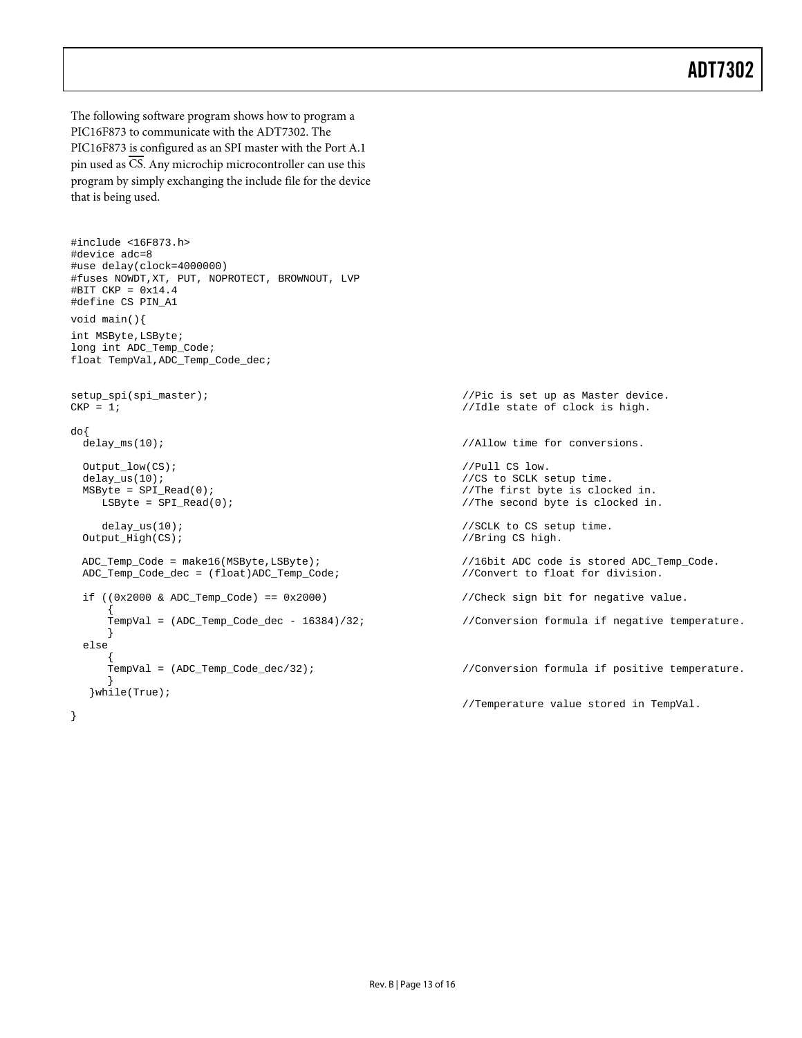The following software program shows how to program a PIC16F873 to communicate with the ADT7302. The PIC16F873 is configured as an SPI master with the Port A.1 pin used as $\overline{\text{CS}}$. Any microchip microcontroller can use this program by simply exchanging the include file for the device that is being used.

```
#include <16F873.h>
#device adc=8
#use delay(clock=4000000)
#fuses NOWDT,XT, PUT, NOPROTECT, BROWNOUT, LVP
#BIT CKP = 0x14.4
#define CS PIN_A1

void main(){

int MSByte,LSByte;
long int ADC_Temp_Code;
float TempVal,ADC_Temp_Code_dec;


setup_spi(spi_master);                                  //Pic is set up as Master device.
CKP = 1;                                                //Idle state of clock is high.

do{
  delay_ms(10);                                         //Allow time for conversions.

  Output_low(CS);                                       //Pull CS low.
  delay_us(10);                                         //CS to SCLK setup time.
  MSByte = SPI_Read(0);                                 //The first byte is clocked in.
     LSByte = SPI_Read(0);                              //The second byte is clocked in.

     delay_us(10);                                      //SCLK to CS setup time.
  Output_High(CS);                                      //Bring CS high.

  ADC_Temp_Code = make16(MSByte,LSByte);                //16bit ADC code is stored ADC_Temp_Code.
  ADC_Temp_Code_dec = (float)ADC_Temp_Code;             //Convert to float for division.

  if ((0x2000 & ADC_Temp_Code) == 0x2000)               //Check sign bit for negative value.
      {
      TempVal = (ADC_Temp_Code_dec - 16384)/32;         //Conversion formula if negative temperature.
      }
  else
      {
      TempVal = (ADC_Temp_Code_dec/32);                 //Conversion formula if positive temperature.
      }
   }while(True);
                                                        //Temperature value stored in TempVal.
}
```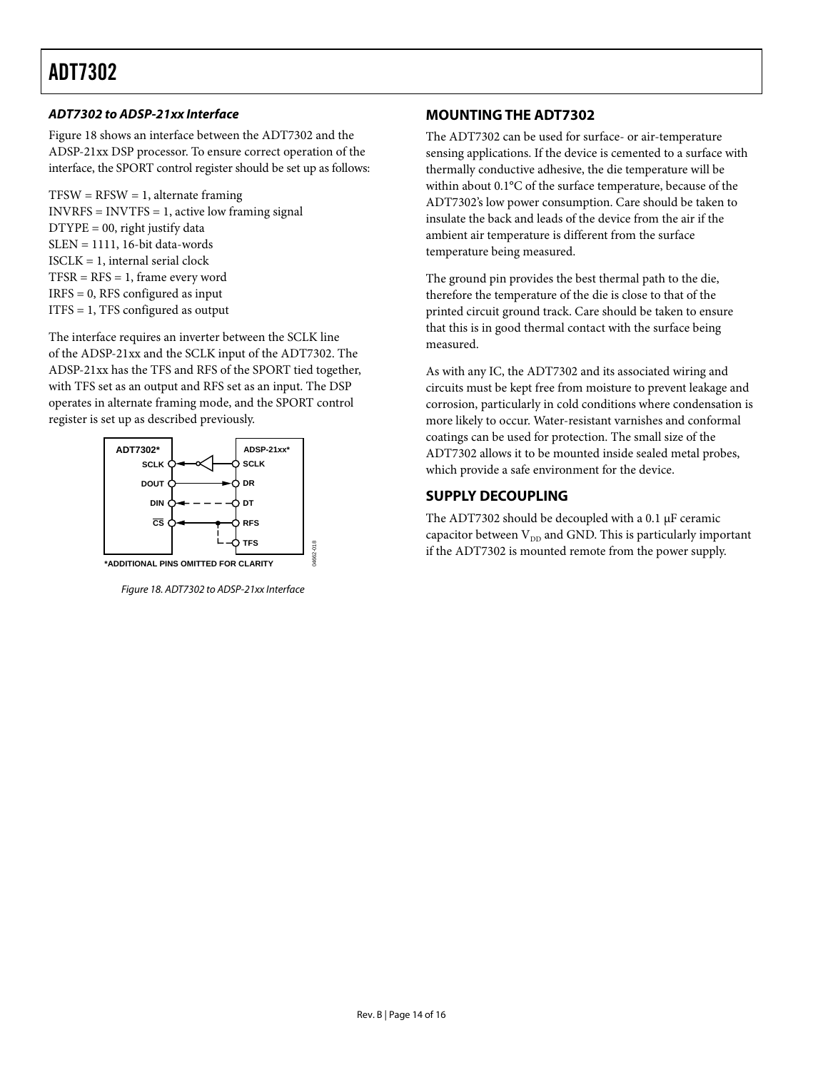### ADT7302 to ADSP-21xx Interface

Figure 18 shows an interface between the ADT7302 and the ADSP-21xx DSP processor. To ensure correct operation of the interface, the SPORT control register should be set up as follows:

TFSW = RFSW = 1, alternate framing
INVRFS = INVTFS = 1, active low framing signal
DTYPE = 00, right justify data
SLEN = 1111, 16-bit data-words
ISCLK = 1, internal serial clock
TFSR = RFS = 1, frame every word
IRFS = 0, RFS configured as input
ITFS = 1, TFS configured as output

The interface requires an inverter between the SCLK line of the ADSP-21xx and the SCLK input of the ADT7302. The ADSP-21xx has the TFS and RFS of the SPORT tied together, with TFS set as an output and RFS set as an input. The DSP operates in alternate framing mode, and the SPORT control register is set up as described previously.

*ADDITIONAL PINS OMITTED FOR CLARITY

Figure 18. ADT7302 to ADSP-21xx Interface

## MOUNTING THE ADT7302

The ADT7302 can be used for surface- or air-temperature sensing applications. If the device is cemented to a surface with thermally conductive adhesive, the die temperature will be within about 0.1°C of the surface temperature, because of the ADT7302's low power consumption. Care should be taken to insulate the back and leads of the device from the air if the ambient air temperature is different from the surface temperature being measured.

The ground pin provides the best thermal path to the die, therefore the temperature of the die is close to that of the printed circuit ground track. Care should be taken to ensure that this is in good thermal contact with the surface being measured.

As with any IC, the ADT7302 and its associated wiring and circuits must be kept free from moisture to prevent leakage and corrosion, particularly in cold conditions where condensation is more likely to occur. Water-resistant varnishes and conformal coatings can be used for protection. The small size of the ADT7302 allows it to be mounted inside sealed metal probes, which provide a safe environment for the device.

## SUPPLY DECOUPLING

The ADT7302 should be decoupled with a 0.1 μF ceramic capacitor between $V_{DD}$ and GND. This is particularly important if the ADT7302 is mounted remote from the power supply.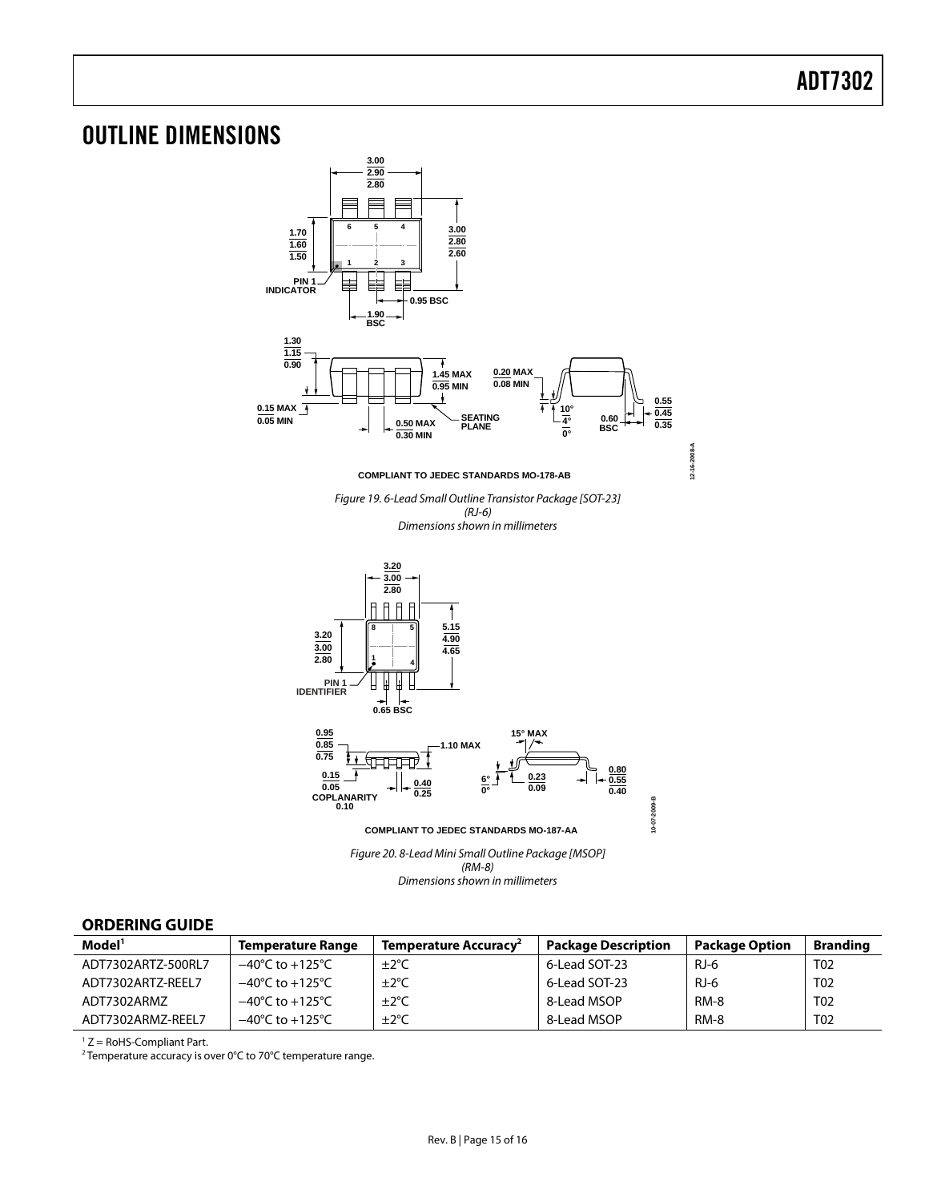# OUTLINE DIMENSIONS

COMPLIANT TO JEDEC STANDARDS MO-178-AB

*Figure 19. 6-Lead Small Outline Transistor Package [SOT-23] (RJ-6) Dimensions shown in millimeters*

COMPLIANT TO JEDEC STANDARDS MO-187-AA

*Figure 20. 8-Lead Mini Small Outline Package [MSOP] (RM-8) Dimensions shown in millimeters*

## ORDERING GUIDE

| Model[1] | Temperature Range | Temperature Accuracy[2] | Package Description | Package Option | Branding |
|---|---|---|---|---|---|
| ADT7302ARTZ-500RL7 | −40°C to +125°C | ±2°C | 6-Lead SOT-23 | RJ-6 | T02 |
| ADT7302ARTZ-REEL7 | −40°C to +125°C | ±2°C | 6-Lead SOT-23 | RJ-6 | T02 |
| ADT7302ARMZ | −40°C to +125°C | ±2°C | 8-Lead MSOP | RM-8 | T02 |
| ADT7302ARMZ-REEL7 | −40°C to +125°C | ±2°C | 8-Lead MSOP | RM-8 | T02 |

[1] Z = RoHS-Compliant Part.

[2] Temperature accuracy is over 0°C to 70°C temperature range.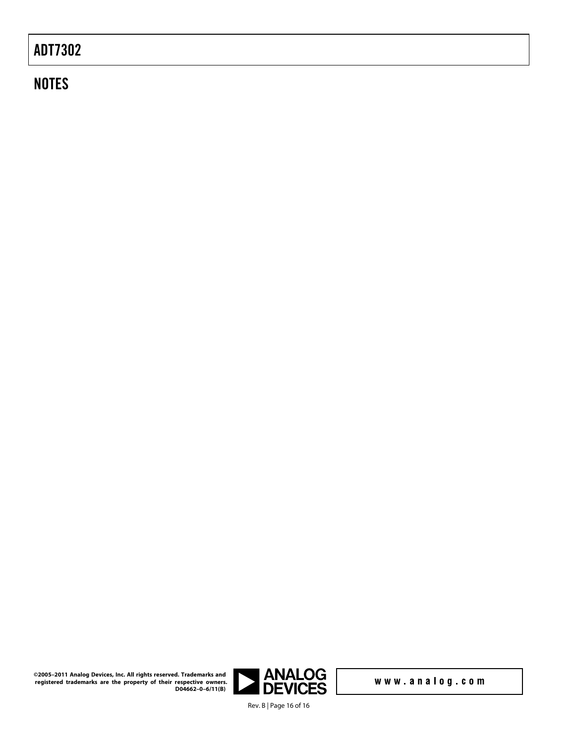## NOTES

©2005–2011 Analog Devices, Inc. All rights reserved. Trademarks and registered trademarks are the property of their respective owners. D04662–0–6/11(B)

www.analog.com